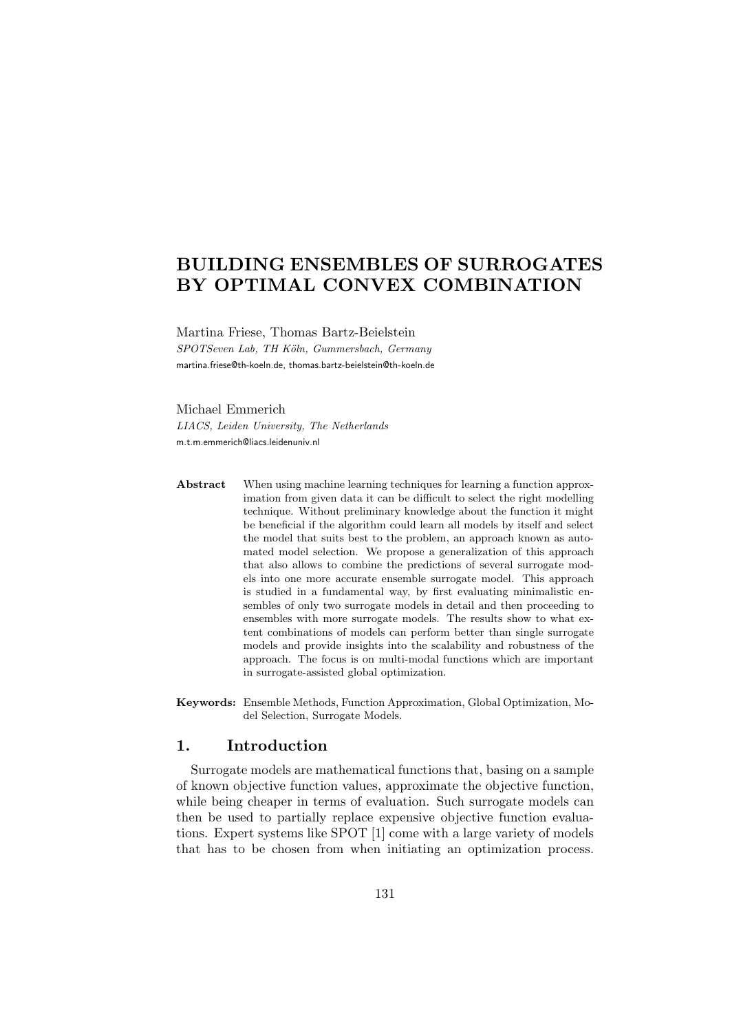# BUILDING ENSEMBLES OF SURROGATES BY OPTIMAL CONVEX COMBINATION

Martina Friese, Thomas Bartz-Beielstein  
*SPOTSeven Lab, TH Köln, Gummersbach, Germany*  
martina.friese@th-koeln.de, thomas.bartz-beielstein@th-koeln.de

Michael Emmerich  
*LIACS, Leiden University, The Netherlands*  
m.t.m.emmerich@liacs.leidenuniv.nl

**Abstract** When using machine learning techniques for learning a function approximation from given data it can be difficult to select the right modelling technique. Without preliminary knowledge about the function it might be beneficial if the algorithm could learn all models by itself and select the model that suits best to the problem, an approach known as automated model selection. We propose a generalization of this approach that also allows to combine the predictions of several surrogate models into one more accurate ensemble surrogate model. This approach is studied in a fundamental way, by first evaluating minimalistic ensembles of only two surrogate models in detail and then proceeding to ensembles with more surrogate models. The results show to what extent combinations of models can perform better than single surrogate models and provide insights into the scalability and robustness of the approach. The focus is on multi-modal functions which are important in surrogate-assisted global optimization.

**Keywords:** Ensemble Methods, Function Approximation, Global Optimization, Model Selection, Surrogate Models.

## 1. Introduction

Surrogate models are mathematical functions that, basing on a sample of known objective function values, approximate the objective function, while being cheaper in terms of evaluation. Such surrogate models can then be used to partially replace expensive objective function evaluations. Expert systems like SPOT [1] come with a large variety of models that has to be chosen from when initiating an optimization process.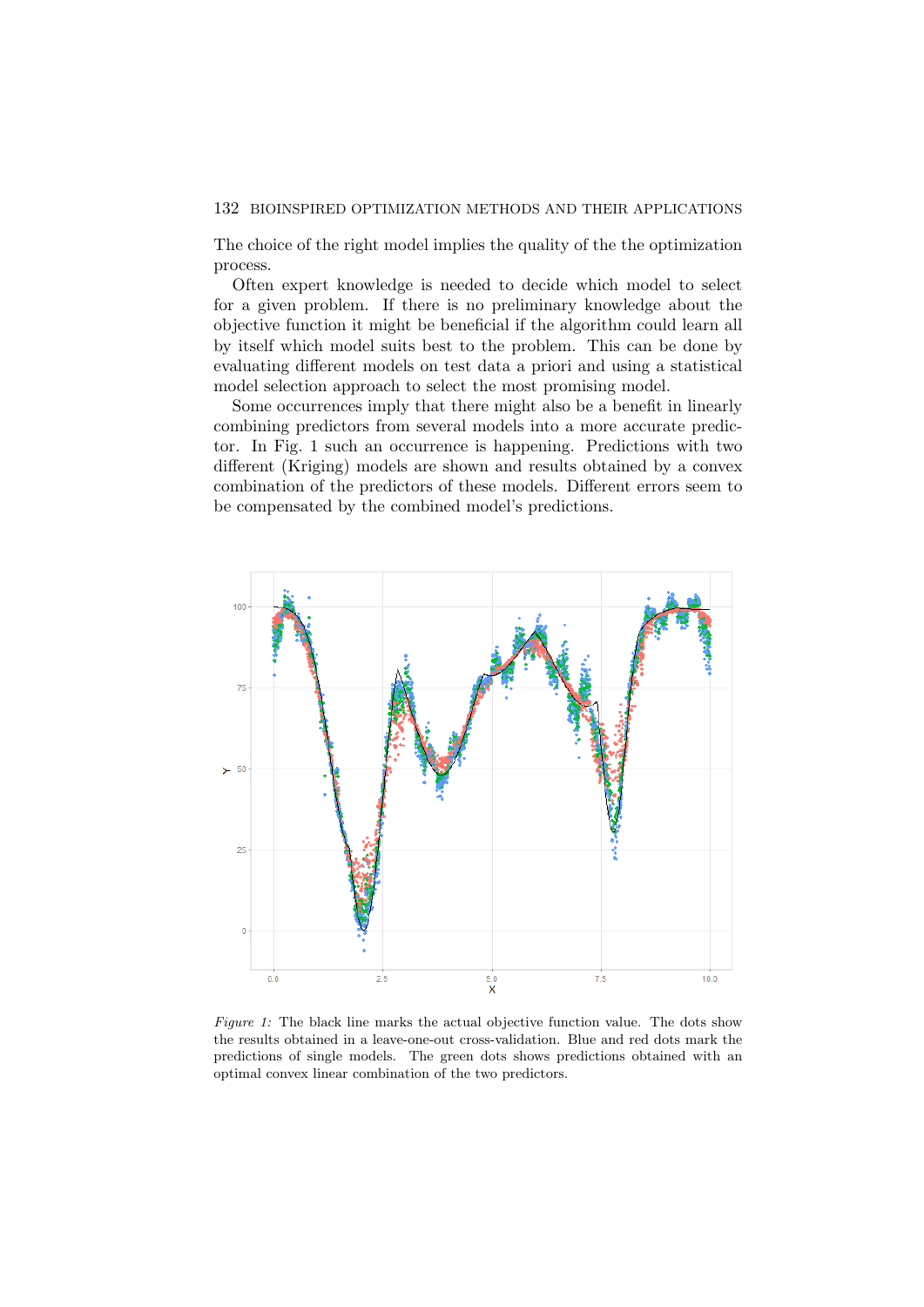The choice of the right model implies the quality of the the optimization process.

Often expert knowledge is needed to decide which model to select for a given problem. If there is no preliminary knowledge about the objective function it might be beneficial if the algorithm could learn all by itself which model suits best to the problem. This can be done by evaluating different models on test data a priori and using a statistical model selection approach to select the most promising model.

Some occurrences imply that there might also be a benefit in linearly combining predictors from several models into a more accurate predictor. In Fig. 1 such an occurrence is happening. Predictions with two different (Kriging) models are shown and results obtained by a convex combination of the predictors of these models. Different errors seem to be compensated by the combined model's predictions.

*Figure 1:* The black line marks the actual objective function value. The dots show the results obtained in a leave-one-out cross-validation. Blue and red dots mark the predictions of single models. The green dots shows predictions obtained with an optimal convex linear combination of the two predictors.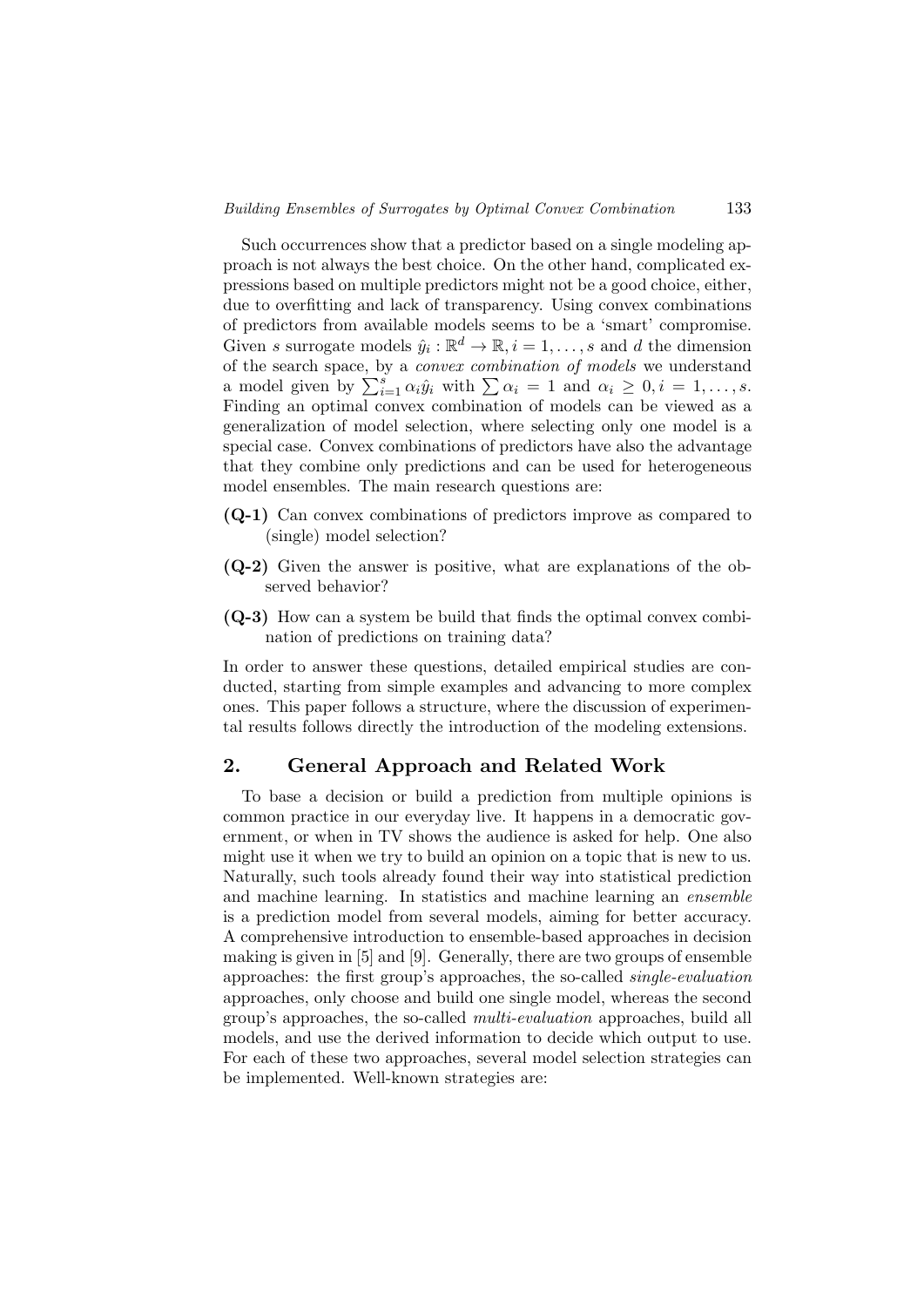Such occurrences show that a predictor based on a single modeling approach is not always the best choice. On the other hand, complicated expressions based on multiple predictors might not be a good choice, either, due to overfitting and lack of transparency. Using convex combinations of predictors from available models seems to be a 'smart' compromise. Given $s$ surrogate models $\hat{y}_i : \mathbb{R}^d \to \mathbb{R}, i = 1, \ldots, s$ and $d$ the dimension of the search space, by a *convex combination of models* we understand a model given by $\sum_{i=1}^{s} \alpha_i \hat{y}_i$ with $\sum \alpha_i = 1$ and $\alpha_i \geq 0, i = 1, \ldots, s$. Finding an optimal convex combination of models can be viewed as a generalization of model selection, where selecting only one model is a special case. Convex combinations of predictors have also the advantage that they combine only predictions and can be used for heterogeneous model ensembles. The main research questions are:

- **(Q-1)** Can convex combinations of predictors improve as compared to (single) model selection?
- **(Q-2)** Given the answer is positive, what are explanations of the observed behavior?
- **(Q-3)** How can a system be build that finds the optimal convex combination of predictions on training data?

In order to answer these questions, detailed empirical studies are conducted, starting from simple examples and advancing to more complex ones. This paper follows a structure, where the discussion of experimental results follows directly the introduction of the modeling extensions.

## 2. General Approach and Related Work

To base a decision or build a prediction from multiple opinions is common practice in our everyday live. It happens in a democratic government, or when in TV shows the audience is asked for help. One also might use it when we try to build an opinion on a topic that is new to us. Naturally, such tools already found their way into statistical prediction and machine learning. In statistics and machine learning an *ensemble* is a prediction model from several models, aiming for better accuracy. A comprehensive introduction to ensemble-based approaches in decision making is given in [5] and [9]. Generally, there are two groups of ensemble approaches: the first group's approaches, the so-called *single-evaluation* approaches, only choose and build one single model, whereas the second group's approaches, the so-called *multi-evaluation* approaches, build all models, and use the derived information to decide which output to use. For each of these two approaches, several model selection strategies can be implemented. Well-known strategies are: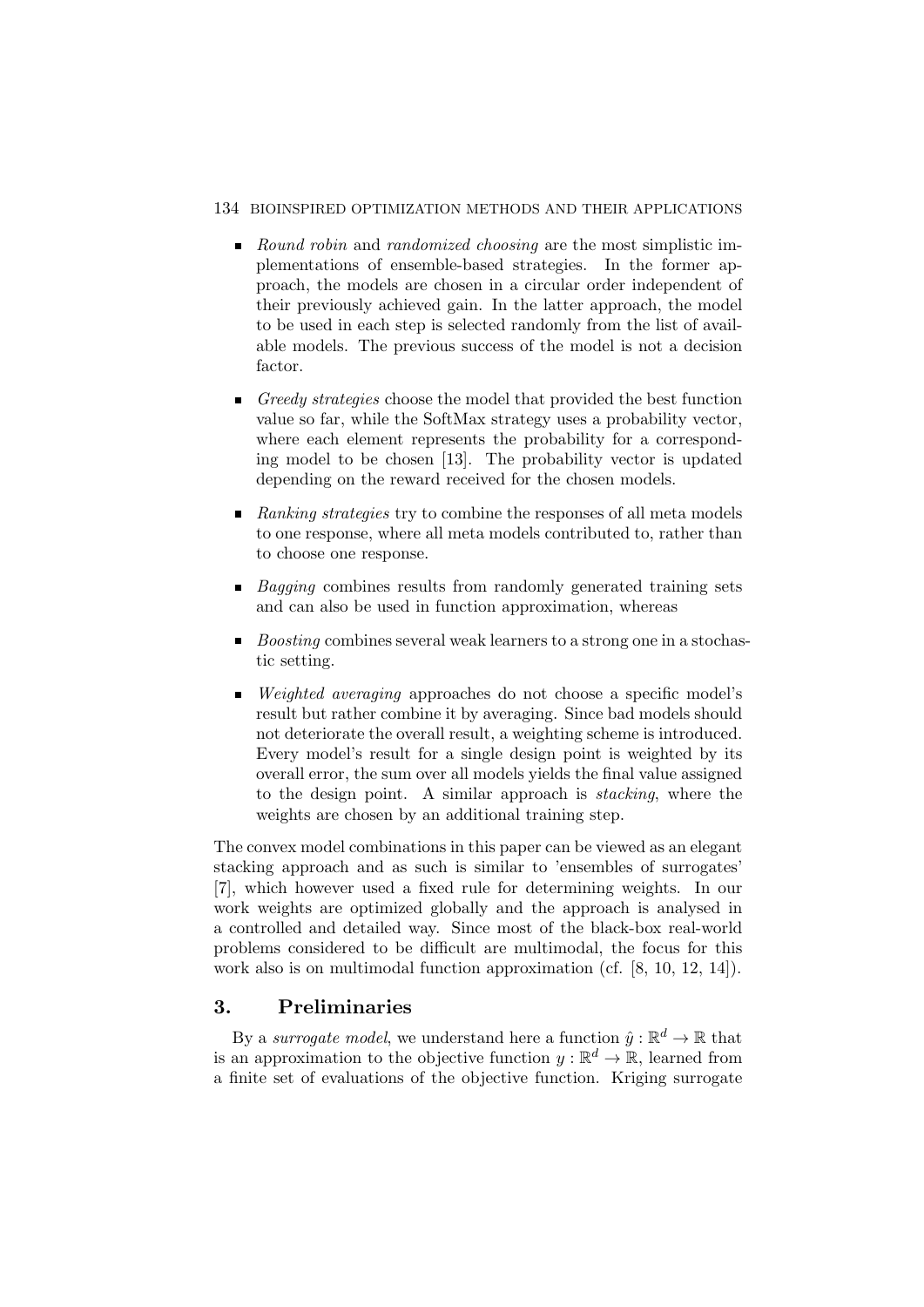- *Round robin* and *randomized choosing* are the most simplistic implementations of ensemble-based strategies. In the former approach, the models are chosen in a circular order independent of their previously achieved gain. In the latter approach, the model to be used in each step is selected randomly from the list of available models. The previous success of the model is not a decision factor.
- *Greedy strategies* choose the model that provided the best function value so far, while the SoftMax strategy uses a probability vector, where each element represents the probability for a corresponding model to be chosen [13]. The probability vector is updated depending on the reward received for the chosen models.
- *Ranking strategies* try to combine the responses of all meta models to one response, where all meta models contributed to, rather than to choose one response.
- *Bagging* combines results from randomly generated training sets and can also be used in function approximation, whereas
- *Boosting* combines several weak learners to a strong one in a stochastic setting.
- *Weighted averaging* approaches do not choose a specific model's result but rather combine it by averaging. Since bad models should not deteriorate the overall result, a weighting scheme is introduced. Every model's result for a single design point is weighted by its overall error, the sum over all models yields the final value assigned to the design point. A similar approach is *stacking*, where the weights are chosen by an additional training step.

The convex model combinations in this paper can be viewed as an elegant stacking approach and as such is similar to 'ensembles of surrogates' [7], which however used a fixed rule for determining weights. In our work weights are optimized globally and the approach is analysed in a controlled and detailed way. Since most of the black-box real-world problems considered to be difficult are multimodal, the focus for this work also is on multimodal function approximation (cf. [8, 10, 12, 14]).

## 3. Preliminaries

By a *surrogate model*, we understand here a function $\hat{y} : \mathbb{R}^d \to \mathbb{R}$ that is an approximation to the objective function $y : \mathbb{R}^d \to \mathbb{R}$, learned from a finite set of evaluations of the objective function. Kriging surrogate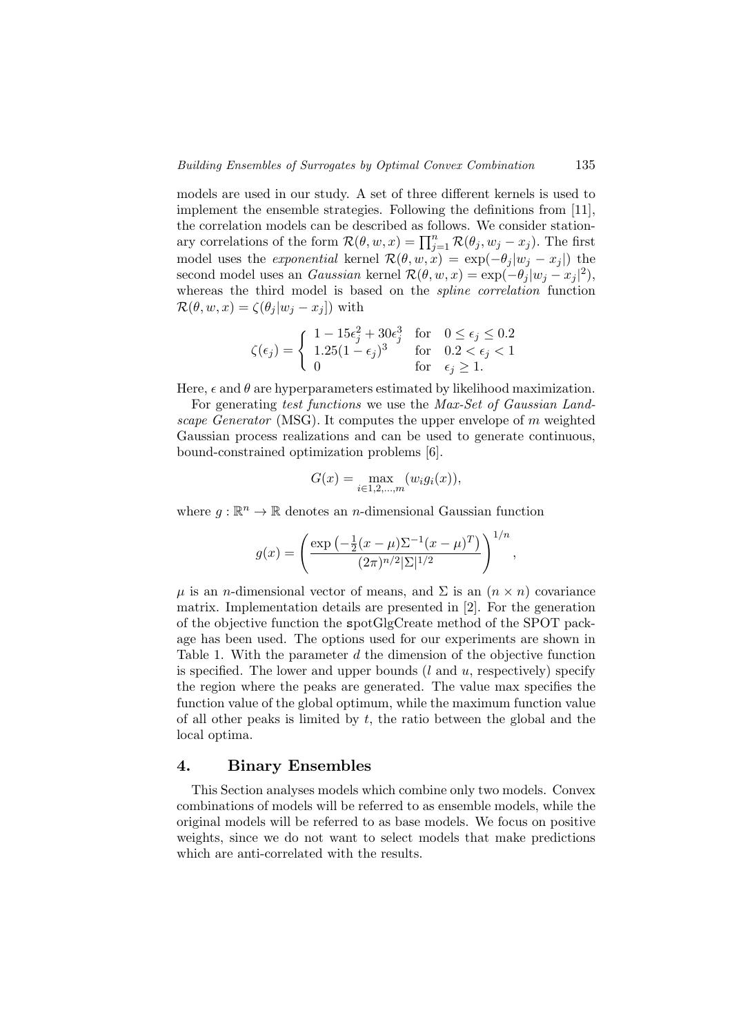models are used in our study. A set of three different kernels is used to implement the ensemble strategies. Following the definitions from [11], the correlation models can be described as follows. We consider stationary correlations of the form $\mathcal{R}(\theta, w, x) = \prod_{j=1}^{n} \mathcal{R}(\theta_j, w_j - x_j)$. The first model uses the *exponential* kernel $\mathcal{R}(\theta, w, x) = \exp(-\theta_j |w_j - x_j|)$ the second model uses an *Gaussian* kernel $\mathcal{R}(\theta, w, x) = \exp(-\theta_j |w_j - x_j|^2)$, whereas the third model is based on the *spline correlation* function $\mathcal{R}(\theta, w, x) = \zeta(\theta_j |w_j - x_j|)$ with

$$\zeta(\epsilon_j) = \begin{cases} 1 - 15\epsilon_j^2 + 30\epsilon_j^3 & \text{for} \quad 0 \leq \epsilon_j \leq 0.2 \\ 1.25(1 - \epsilon_j)^3 & \text{for} \quad 0.2 < \epsilon_j < 1 \\ 0 & \text{for} \quad \epsilon_j \geq 1. \end{cases}$$

Here, $\epsilon$ and $\theta$ are hyperparameters estimated by likelihood maximization.

For generating *test functions* we use the *Max-Set of Gaussian Landscape Generator* (MSG). It computes the upper envelope of $m$ weighted Gaussian process realizations and can be used to generate continuous, bound-constrained optimization problems [6].

$$G(x) = \max_{i \in 1,2,\ldots,m} (w_i g_i(x)),$$

where $g : \mathbb{R}^n \to \mathbb{R}$ denotes an $n$-dimensional Gaussian function

$$g(x) = \left( \frac{\exp\left(-\frac{1}{2}(x-\mu)\Sigma^{-1}(x-\mu)^T\right)}{(2\pi)^{n/2}|\Sigma|^{1/2}} \right)^{1/n},$$

$\mu$ is an $n$-dimensional vector of means, and $\Sigma$ is an $(n \times n)$ covariance matrix. Implementation details are presented in [2]. For the generation of the objective function the `spotGlgCreate` method of the SPOT package has been used. The options used for our experiments are shown in Table 1. With the parameter $d$ the dimension of the objective function is specified. The lower and upper bounds ($l$ and $u$, respectively) specify the region where the peaks are generated. The value max specifies the function value of the global optimum, while the maximum function value of all other peaks is limited by $t$, the ratio between the global and the local optima.

## 4. Binary Ensembles

This Section analyses models which combine only two models. Convex combinations of models will be referred to as ensemble models, while the original models will be referred to as base models. We focus on positive weights, since we do not want to select models that make predictions which are anti-correlated with the results.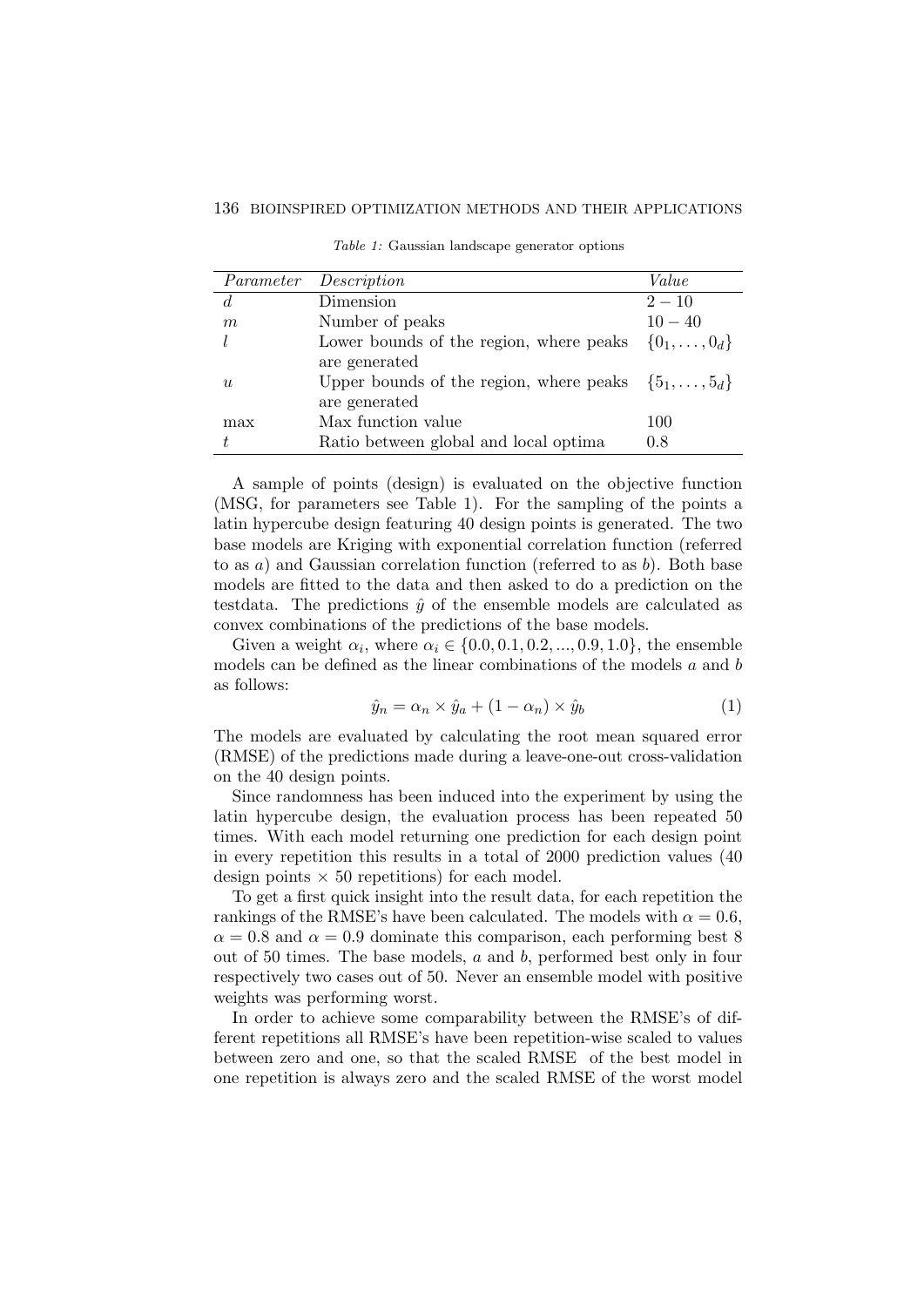*Table 1:* Gaussian landscape generator options

| *Parameter* | *Description* | *Value* |
|---|---|---|
| $d$ | Dimension | $2 - 10$ |
| $m$ | Number of peaks | $10 - 40$ |
| $l$ | Lower bounds of the region, where peaks are generated | $\{0_1, \ldots, 0_d\}$ |
| $u$ | Upper bounds of the region, where peaks are generated | $\{5_1, \ldots, 5_d\}$ |
| max | Max function value | 100 |
| $t$ | Ratio between global and local optima | 0.8 |

A sample of points (design) is evaluated on the objective function (MSG, for parameters see Table 1). For the sampling of the points a latin hypercube design featuring 40 design points is generated. The two base models are Kriging with exponential correlation function (referred to as $a$) and Gaussian correlation function (referred to as $b$). Both base models are fitted to the data and then asked to do a prediction on the testdata. The predictions $\hat{y}$ of the ensemble models are calculated as convex combinations of the predictions of the base models.

Given a weight $\alpha_i$, where $\alpha_i \in \{0.0, 0.1, 0.2, ..., 0.9, 1.0\}$, the ensemble models can be defined as the linear combinations of the models $a$ and $b$ as follows:

$$\hat{y}_n = \alpha_n \times \hat{y}_a + (1 - \alpha_n) \times \hat{y}_b \tag{1}$$

The models are evaluated by calculating the root mean squared error (RMSE) of the predictions made during a leave-one-out cross-validation on the 40 design points.

Since randomness has been induced into the experiment by using the latin hypercube design, the evaluation process has been repeated 50 times. With each model returning one prediction for each design point in every repetition this results in a total of 2000 prediction values (40 design points $\times$ 50 repetitions) for each model.

To get a first quick insight into the result data, for each repetition the rankings of the RMSE's have been calculated. The models with $\alpha = 0.6$, $\alpha = 0.8$ and $\alpha = 0.9$ dominate this comparison, each performing best 8 out of 50 times. The base models, $a$ and $b$, performed best only in four respectively two cases out of 50. Never an ensemble model with positive weights was performing worst.

In order to achieve some comparability between the RMSE's of different repetitions all RMSE's have been repetition-wise scaled to values between zero and one, so that the scaled RMSE of the best model in one repetition is always zero and the scaled RMSE of the worst model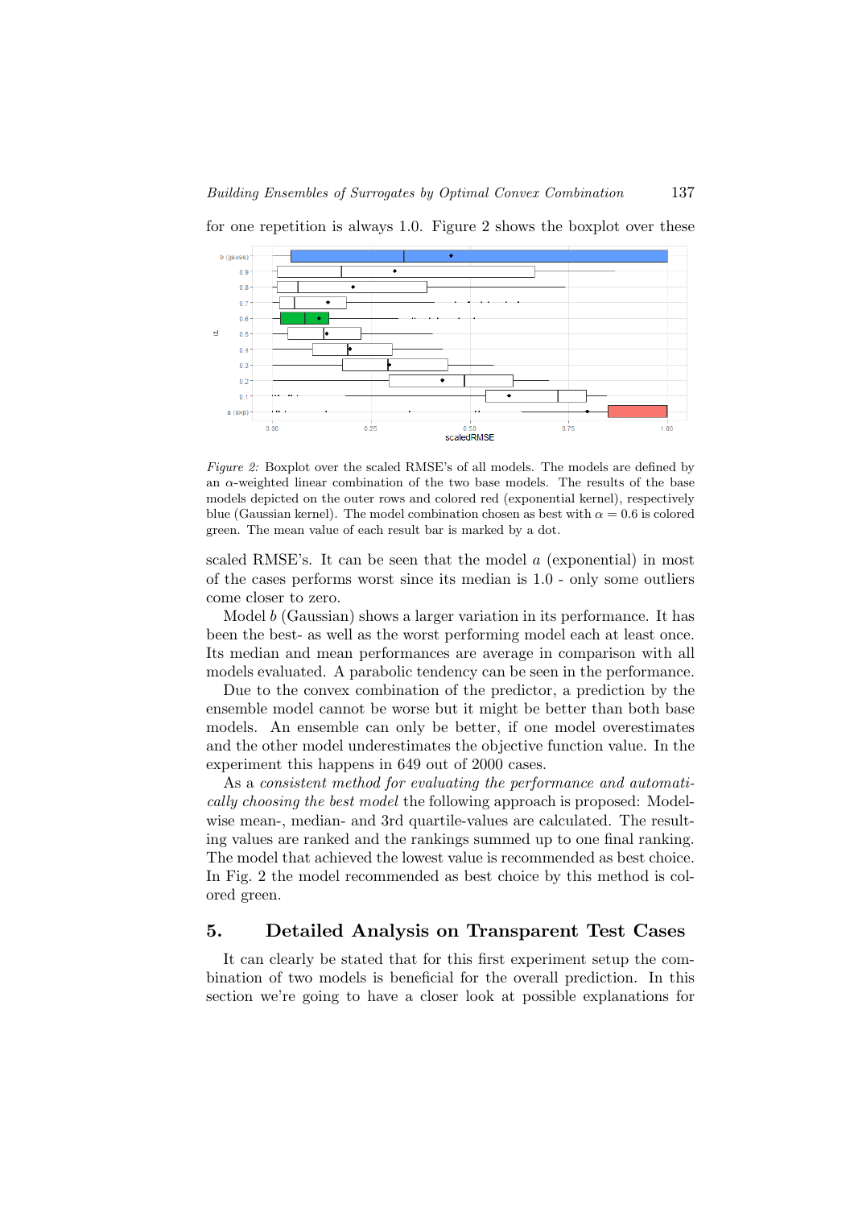for one repetition is always 1.0. Figure 2 shows the boxplot over these

*Figure 2:* Boxplot over the scaled RMSE's of all models. The models are defined by an $\alpha$-weighted linear combination of the two base models. The results of the base models depicted on the outer rows and colored red (exponential kernel), respectively blue (Gaussian kernel). The model combination chosen as best with $\alpha = 0.6$ is colored green. The mean value of each result bar is marked by a dot.

scaled RMSE's. It can be seen that the model $a$ (exponential) in most of the cases performs worst since its median is 1.0 - only some outliers come closer to zero.

Model $b$ (Gaussian) shows a larger variation in its performance. It has been the best- as well as the worst performing model each at least once. Its median and mean performances are average in comparison with all models evaluated. A parabolic tendency can be seen in the performance.

Due to the convex combination of the predictor, a prediction by the ensemble model cannot be worse but it might be better than both base models. An ensemble can only be better, if one model overestimates and the other model underestimates the objective function value. In the experiment this happens in 649 out of 2000 cases.

As a *consistent method for evaluating the performance and automatically choosing the best model* the following approach is proposed: Model-wise mean-, median- and 3rd quartile-values are calculated. The resulting values are ranked and the rankings summed up to one final ranking. The model that achieved the lowest value is recommended as best choice. In Fig. 2 the model recommended as best choice by this method is colored green.

## 5. Detailed Analysis on Transparent Test Cases

It can clearly be stated that for this first experiment setup the combination of two models is beneficial for the overall prediction. In this section we're going to have a closer look at possible explanations for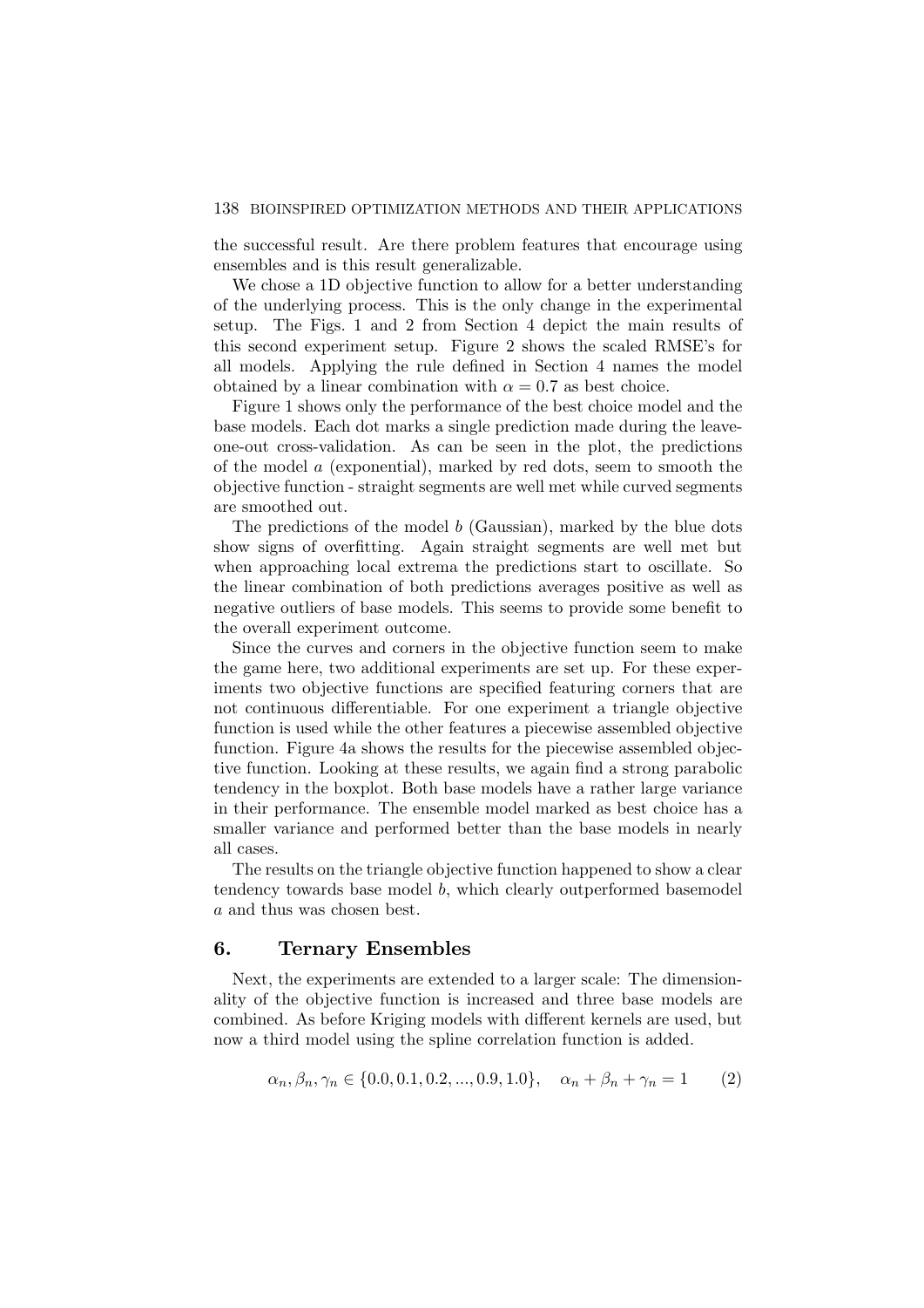the successful result. Are there problem features that encourage using ensembles and is this result generalizable.

We chose a 1D objective function to allow for a better understanding of the underlying process. This is the only change in the experimental setup. The Figs. 1 and 2 from Section 4 depict the main results of this second experiment setup. Figure 2 shows the scaled RMSE's for all models. Applying the rule defined in Section 4 names the model obtained by a linear combination with $\alpha = 0.7$ as best choice.

Figure 1 shows only the performance of the best choice model and the base models. Each dot marks a single prediction made during the leave-one-out cross-validation. As can be seen in the plot, the predictions of the model $a$ (exponential), marked by red dots, seem to smooth the objective function - straight segments are well met while curved segments are smoothed out.

The predictions of the model $b$ (Gaussian), marked by the blue dots show signs of overfitting. Again straight segments are well met but when approaching local extrema the predictions start to oscillate. So the linear combination of both predictions averages positive as well as negative outliers of base models. This seems to provide some benefit to the overall experiment outcome.

Since the curves and corners in the objective function seem to make the game here, two additional experiments are set up. For these experiments two objective functions are specified featuring corners that are not continuous differentiable. For one experiment a triangle objective function is used while the other features a piecewise assembled objective function. Figure 4a shows the results for the piecewise assembled objective function. Looking at these results, we again find a strong parabolic tendency in the boxplot. Both base models have a rather large variance in their performance. The ensemble model marked as best choice has a smaller variance and performed better than the base models in nearly all cases.

The results on the triangle objective function happened to show a clear tendency towards base model $b$, which clearly outperformed basemodel $a$ and thus was chosen best.

## 6. Ternary Ensembles

Next, the experiments are extended to a larger scale: The dimensionality of the objective function is increased and three base models are combined. As before Kriging models with different kernels are used, but now a third model using the spline correlation function is added.

$$\alpha_n, \beta_n, \gamma_n \in \{0.0, 0.1, 0.2, ..., 0.9, 1.0\}, \quad \alpha_n + \beta_n + \gamma_n = 1 \qquad (2)$$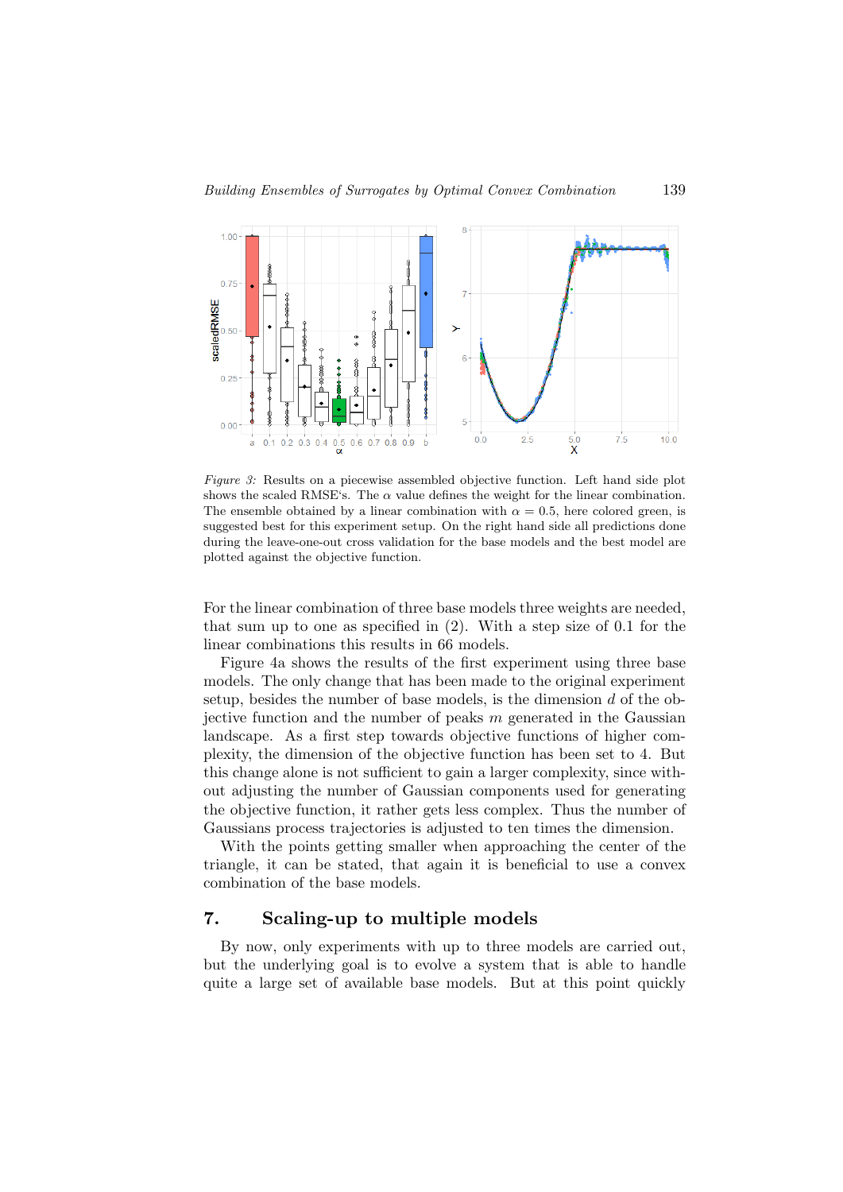*Figure 3:* Results on a piecewise assembled objective function. Left hand side plot shows the scaled RMSE's. The $\alpha$ value defines the weight for the linear combination. The ensemble obtained by a linear combination with $\alpha = 0.5$, here colored green, is suggested best for this experiment setup. On the right hand side all predictions done during the leave-one-out cross validation for the base models and the best model are plotted against the objective function.

For the linear combination of three base models three weights are needed, that sum up to one as specified in (2). With a step size of 0.1 for the linear combinations this results in 66 models.

Figure 4a shows the results of the first experiment using three base models. The only change that has been made to the original experiment setup, besides the number of base models, is the dimension $d$ of the objective function and the number of peaks $m$ generated in the Gaussian landscape. As a first step towards objective functions of higher complexity, the dimension of the objective function has been set to 4. But this change alone is not sufficient to gain a larger complexity, since without adjusting the number of Gaussian components used for generating the objective function, it rather gets less complex. Thus the number of Gaussians process trajectories is adjusted to ten times the dimension.

With the points getting smaller when approaching the center of the triangle, it can be stated, that again it is beneficial to use a convex combination of the base models.

## 7. Scaling-up to multiple models

By now, only experiments with up to three models are carried out, but the underlying goal is to evolve a system that is able to handle quite a large set of available base models. But at this point quickly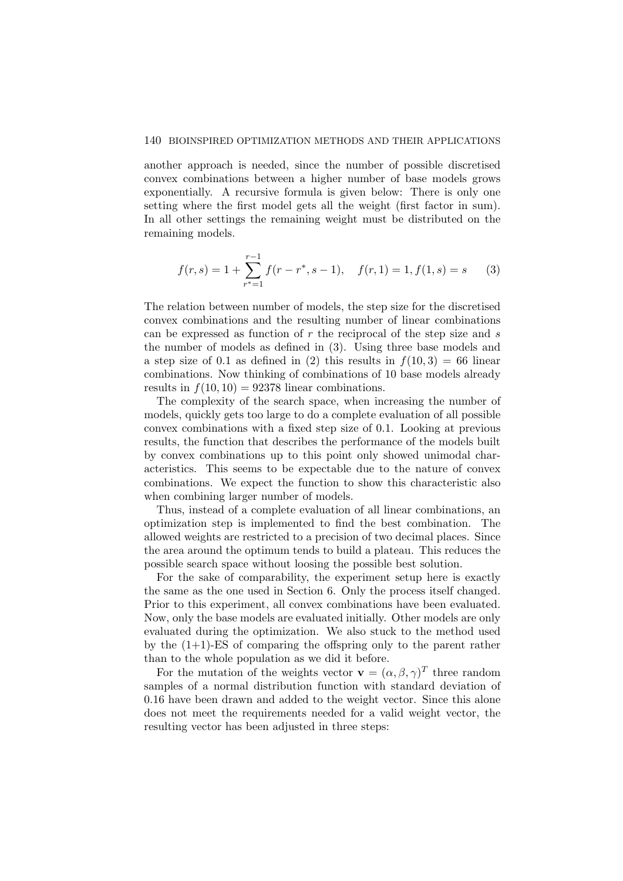another approach is needed, since the number of possible discretised convex combinations between a higher number of base models grows exponentially. A recursive formula is given below: There is only one setting where the first model gets all the weight (first factor in sum). In all other settings the remaining weight must be distributed on the remaining models.

$$f(r,s) = 1 + \sum_{r^*=1}^{r-1} f(r-r^*, s-1), \quad f(r,1) = 1, f(1,s) = s \qquad (3)$$

The relation between number of models, the step size for the discretised convex combinations and the resulting number of linear combinations can be expressed as function of $r$ the reciprocal of the step size and $s$ the number of models as defined in (3). Using three base models and a step size of 0.1 as defined in (2) this results in $f(10,3) = 66$ linear combinations. Now thinking of combinations of 10 base models already results in $f(10,10) = 92378$ linear combinations.

The complexity of the search space, when increasing the number of models, quickly gets too large to do a complete evaluation of all possible convex combinations with a fixed step size of 0.1. Looking at previous results, the function that describes the performance of the models built by convex combinations up to this point only showed unimodal characteristics. This seems to be expectable due to the nature of convex combinations. We expect the function to show this characteristic also when combining larger number of models.

Thus, instead of a complete evaluation of all linear combinations, an optimization step is implemented to find the best combination. The allowed weights are restricted to a precision of two decimal places. Since the area around the optimum tends to build a plateau. This reduces the possible search space without loosing the possible best solution.

For the sake of comparability, the experiment setup here is exactly the same as the one used in Section 6. Only the process itself changed. Prior to this experiment, all convex combinations have been evaluated. Now, only the base models are evaluated initially. Other models are only evaluated during the optimization. We also stuck to the method used by the (1+1)-ES of comparing the offspring only to the parent rather than to the whole population as we did it before.

For the mutation of the weights vector $\mathbf{v} = (\alpha, \beta, \gamma)^T$ three random samples of a normal distribution function with standard deviation of 0.16 have been drawn and added to the weight vector. Since this alone does not meet the requirements needed for a valid weight vector, the resulting vector has been adjusted in three steps: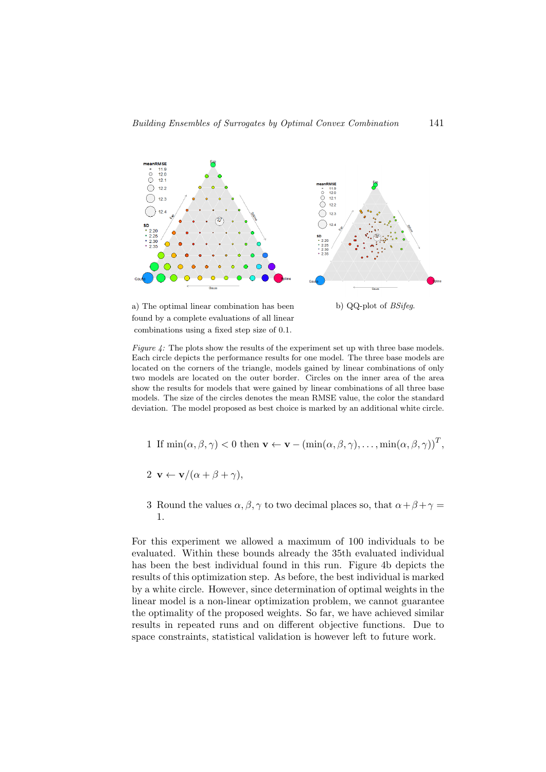a) The optimal linear combination has been found by a complete evaluations of all linear combinations using a fixed step size of 0.1.

b) QQ-plot of *BSifeg*.

*Figure 4:* The plots show the results of the experiment set up with three base models. Each circle depicts the performance results for one model. The three base models are located on the corners of the triangle, models gained by linear combinations of only two models are located on the outer border. Circles on the inner area of the area show the results for models that were gained by linear combinations of all three base models. The size of the circles denotes the mean RMSE value, the color the standard deviation. The model proposed as best choice is marked by an additional white circle.

1. If $\min(\alpha, \beta, \gamma) < 0$ then $\mathbf{v} \leftarrow \mathbf{v} - (\min(\alpha, \beta, \gamma), \ldots, \min(\alpha, \beta, \gamma))^T$,
2. $\mathbf{v} \leftarrow \mathbf{v}/(\alpha + \beta + \gamma)$,
3. Round the values $\alpha, \beta, \gamma$ to two decimal places so, that $\alpha + \beta + \gamma = 1$.

For this experiment we allowed a maximum of 100 individuals to be evaluated. Within these bounds already the 35th evaluated individual has been the best individual found in this run. Figure 4b depicts the results of this optimization step. As before, the best individual is marked by a white circle. However, since determination of optimal weights in the linear model is a non-linear optimization problem, we cannot guarantee the optimality of the proposed weights. So far, we have achieved similar results in repeated runs and on different objective functions. Due to space constraints, statistical validation is however left to future work.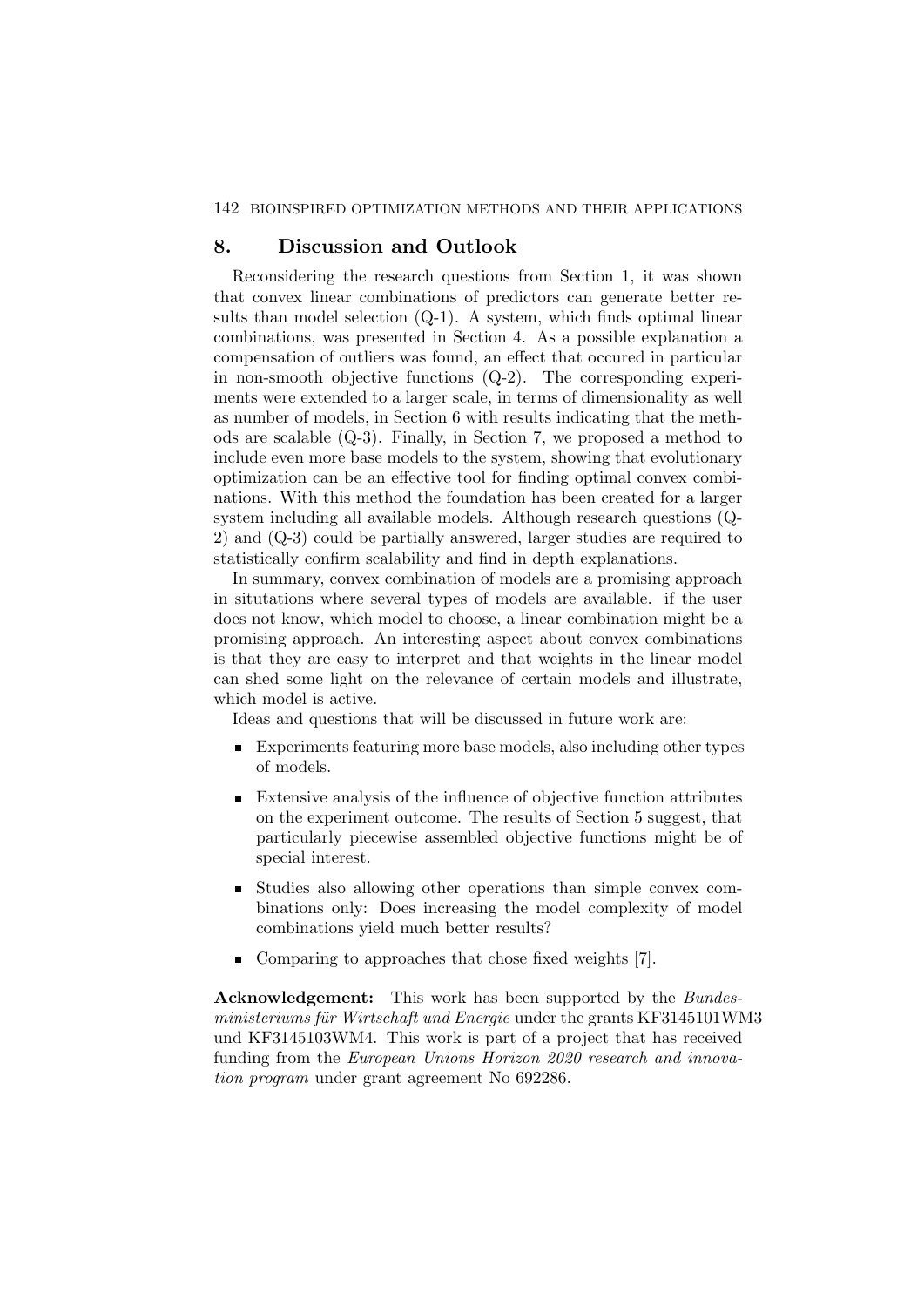## 8. Discussion and Outlook

Reconsidering the research questions from Section 1, it was shown that convex linear combinations of predictors can generate better results than model selection (Q-1). A system, which finds optimal linear combinations, was presented in Section 4. As a possible explanation a compensation of outliers was found, an effect that occured in particular in non-smooth objective functions (Q-2). The corresponding experiments were extended to a larger scale, in terms of dimensionality as well as number of models, in Section 6 with results indicating that the methods are scalable (Q-3). Finally, in Section 7, we proposed a method to include even more base models to the system, showing that evolutionary optimization can be an effective tool for finding optimal convex combinations. With this method the foundation has been created for a larger system including all available models. Although research questions (Q-2) and (Q-3) could be partially answered, larger studies are required to statistically confirm scalability and find in depth explanations.

In summary, convex combination of models are a promising approach in situtations where several types of models are available. if the user does not know, which model to choose, a linear combination might be a promising approach. An interesting aspect about convex combinations is that they are easy to interpret and that weights in the linear model can shed some light on the relevance of certain models and illustrate, which model is active.

Ideas and questions that will be discussed in future work are:

- Experiments featuring more base models, also including other types of models.
- Extensive analysis of the influence of objective function attributes on the experiment outcome. The results of Section 5 suggest, that particularly piecewise assembled objective functions might be of special interest.
- Studies also allowing other operations than simple convex combinations only: Does increasing the model complexity of model combinations yield much better results?
- Comparing to approaches that chose fixed weights [7].

**Acknowledgement:** This work has been supported by the *Bundesministeriums für Wirtschaft und Energie* under the grants KF3145101WM3 und KF3145103WM4. This work is part of a project that has received funding from the *European Unions Horizon 2020 research and innovation program* under grant agreement No 692286.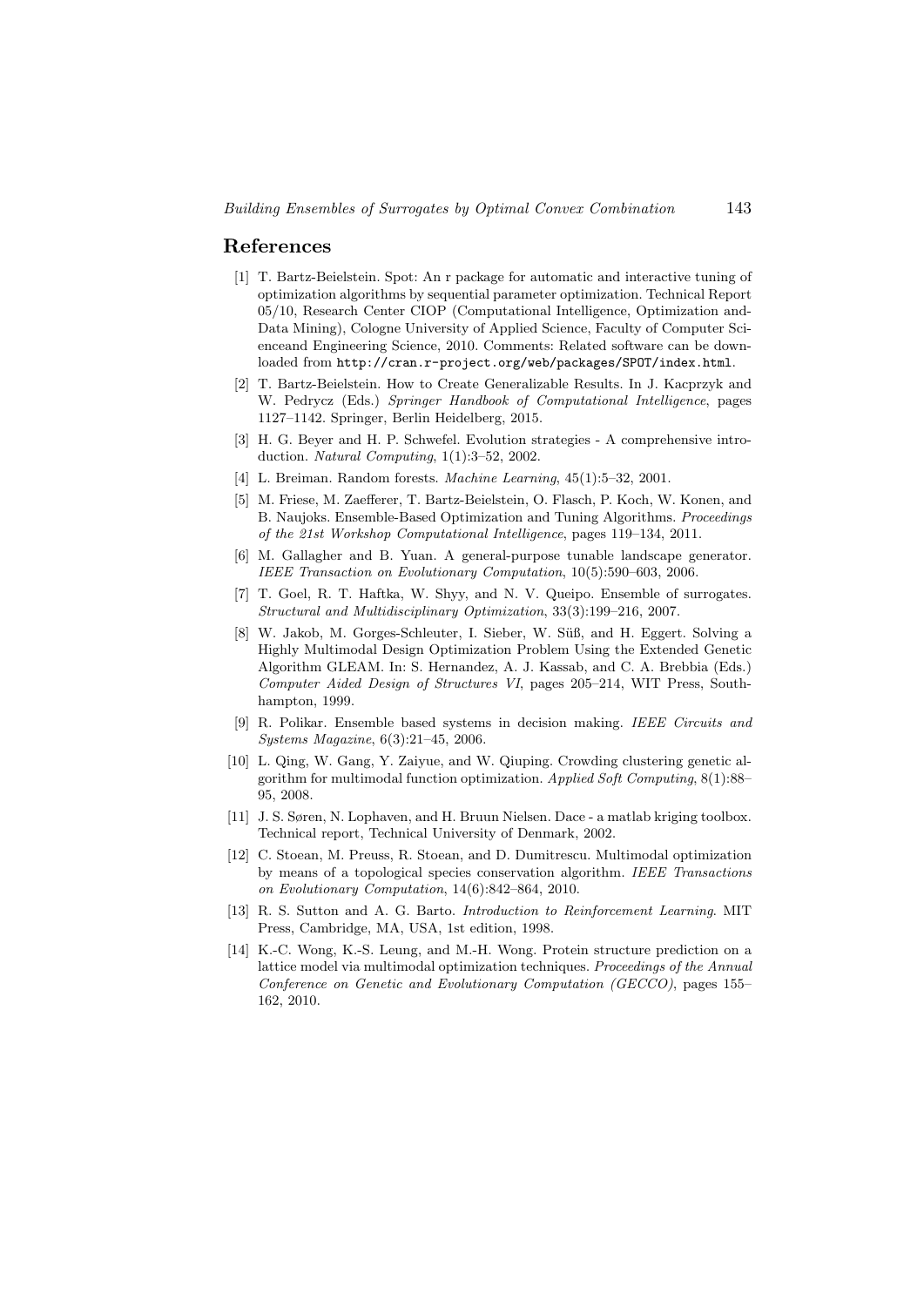## References

[1] T. Bartz-Beielstein. Spot: An r package for automatic and interactive tuning of optimization algorithms by sequential parameter optimization. Technical Report 05/10, Research Center CIOP (Computational Intelligence, Optimization and-Data Mining), Cologne University of Applied Science, Faculty of Computer Scienceand Engineering Science, 2010. Comments: Related software can be downloaded from http://cran.r-project.org/web/packages/SPOT/index.html.

[2] T. Bartz-Beielstein. How to Create Generalizable Results. In J. Kacprzyk and W. Pedrycz (Eds.) *Springer Handbook of Computational Intelligence*, pages 1127–1142. Springer, Berlin Heidelberg, 2015.

[3] H. G. Beyer and H. P. Schwefel. Evolution strategies - A comprehensive introduction. *Natural Computing*, 1(1):3–52, 2002.

[4] L. Breiman. Random forests. *Machine Learning*, 45(1):5–32, 2001.

[5] M. Friese, M. Zaefferer, T. Bartz-Beielstein, O. Flasch, P. Koch, W. Konen, and B. Naujoks. Ensemble-Based Optimization and Tuning Algorithms. *Proceedings of the 21st Workshop Computational Intelligence*, pages 119–134, 2011.

[6] M. Gallagher and B. Yuan. A general-purpose tunable landscape generator. *IEEE Transaction on Evolutionary Computation*, 10(5):590–603, 2006.

[7] T. Goel, R. T. Haftka, W. Shyy, and N. V. Queipo. Ensemble of surrogates. *Structural and Multidisciplinary Optimization*, 33(3):199–216, 2007.

[8] W. Jakob, M. Gorges-Schleuter, I. Sieber, W. Süß, and H. Eggert. Solving a Highly Multimodal Design Optimization Problem Using the Extended Genetic Algorithm GLEAM. In: S. Hernandez, A. J. Kassab, and C. A. Brebbia (Eds.) *Computer Aided Design of Structures VI*, pages 205–214, WIT Press, Southhampton, 1999.

[9] R. Polikar. Ensemble based systems in decision making. *IEEE Circuits and Systems Magazine*, 6(3):21–45, 2006.

[10] L. Qing, W. Gang, Y. Zaiyue, and W. Qiuping. Crowding clustering genetic algorithm for multimodal function optimization. *Applied Soft Computing*, 8(1):88–95, 2008.

[11] J. S. Søren, N. Lophaven, and H. Bruun Nielsen. Dace - a matlab kriging toolbox. Technical report, Technical University of Denmark, 2002.

[12] C. Stoean, M. Preuss, R. Stoean, and D. Dumitrescu. Multimodal optimization by means of a topological species conservation algorithm. *IEEE Transactions on Evolutionary Computation*, 14(6):842–864, 2010.

[13] R. S. Sutton and A. G. Barto. *Introduction to Reinforcement Learning*. MIT Press, Cambridge, MA, USA, 1st edition, 1998.

[14] K.-C. Wong, K.-S. Leung, and M.-H. Wong. Protein structure prediction on a lattice model via multimodal optimization techniques. *Proceedings of the Annual Conference on Genetic and Evolutionary Computation (GECCO)*, pages 155–162, 2010.